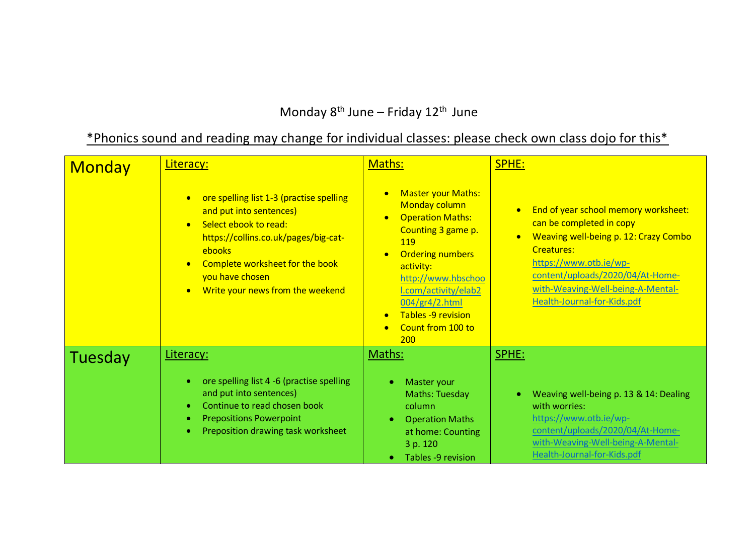Monday 8th June – Friday 12th June

*Phonics sound and reading may change for individual classes: please check own class dojo for this*

| Monday | Literacy:<br><br>• ore spelling list 1-3 (practise spelling and put into sentences)<br>• Select ebook to read: https://collins.co.uk/pages/big-cat-ebooks<br>• Complete worksheet for the book you have chosen<br>• Write your news from the weekend | Maths:<br><br>• Master your Maths: Monday column<br>• Operation Maths: Counting 3 game p. 119<br>• Ordering numbers activity: http://www.hbschool.com/activity/elab2004/gr4/2.html<br>• Tables -9 revision<br>• Count from 100 to 200 | SPHE:<br><br>• End of year school memory worksheet: can be completed in copy<br>• Weaving well-being p. 12: Crazy Combo Creatures: https://www.otb.ie/wp-content/uploads/2020/04/At-Home-with-Weaving-Well-being-A-Mental-Health-Journal-for-Kids.pdf |
|---|---|---|---|
| Tuesday | Literacy:<br><br>• ore spelling list 4 -6 (practise spelling and put into sentences)<br>• Continue to read chosen book<br>• Prepositions Powerpoint<br>• Preposition drawing task worksheet | Maths:<br><br>• Master your Maths: Tuesday column<br>• Operation Maths at home: Counting 3 p. 120<br>• Tables -9 revision | SPHE:<br><br>• Weaving well-being p. 13 & 14: Dealing with worries: https://www.otb.ie/wp-content/uploads/2020/04/At-Home-with-Weaving-Well-being-A-Mental-Health-Journal-for-Kids.pdf |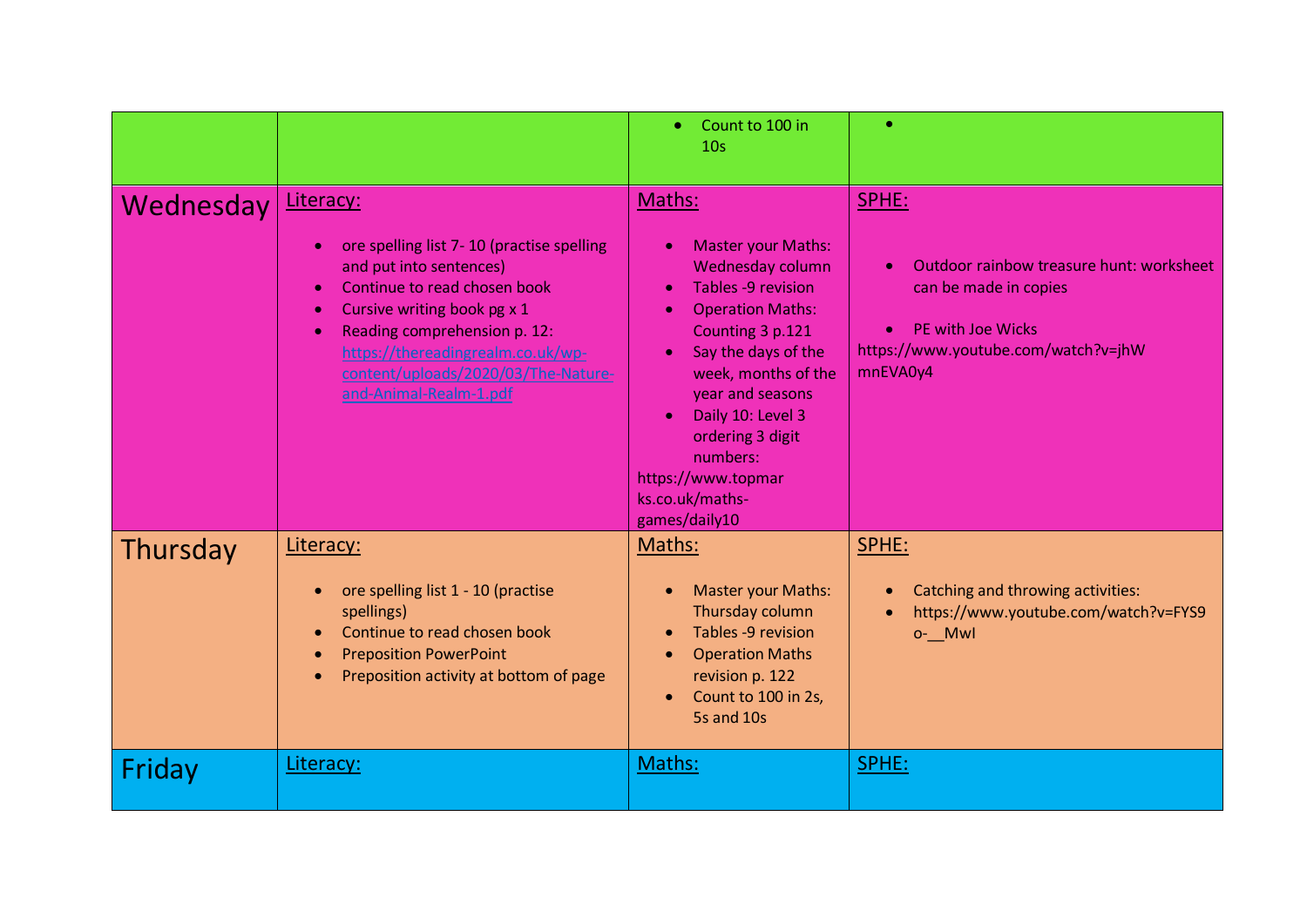| | | | |
|---|---|---|---|
| | | • Count to 100 in 10s | • |
| Wednesday | Literacy:<br><br>• ore spelling list 7- 10 (practise spelling and put into sentences)<br>• Continue to read chosen book<br>• Cursive writing book pg x 1<br>• Reading comprehension p. 12: https://thereadingrealm.co.uk/wp-content/uploads/2020/03/The-Nature-and-Animal-Realm-1.pdf | Maths:<br><br>• Master your Maths: Wednesday column<br>• Tables -9 revision<br>• Operation Maths: Counting 3 p.121<br>• Say the days of the week, months of the year and seasons<br>• Daily 10: Level 3 ordering 3 digit numbers:<br>https://www.topmarks.co.uk/maths-games/daily10 | SPHE:<br><br>• Outdoor rainbow treasure hunt: worksheet can be made in copies<br><br>• PE with Joe Wicks<br>https://www.youtube.com/watch?v=jhWmnEVA0y4 |
| Thursday | Literacy:<br><br>• ore spelling list 1 - 10 (practise spellings)<br>• Continue to read chosen book<br>• Preposition PowerPoint<br>• Preposition activity at bottom of page | Maths:<br><br>• Master your Maths: Thursday column<br>• Tables -9 revision<br>• Operation Maths revision p. 122<br>• Count to 100 in 2s, 5s and 10s | SPHE:<br><br>• Catching and throwing activities:<br>• https://www.youtube.com/watch?v=FYS9o-__MwI |
| Friday | Literacy: | Maths: | SPHE: |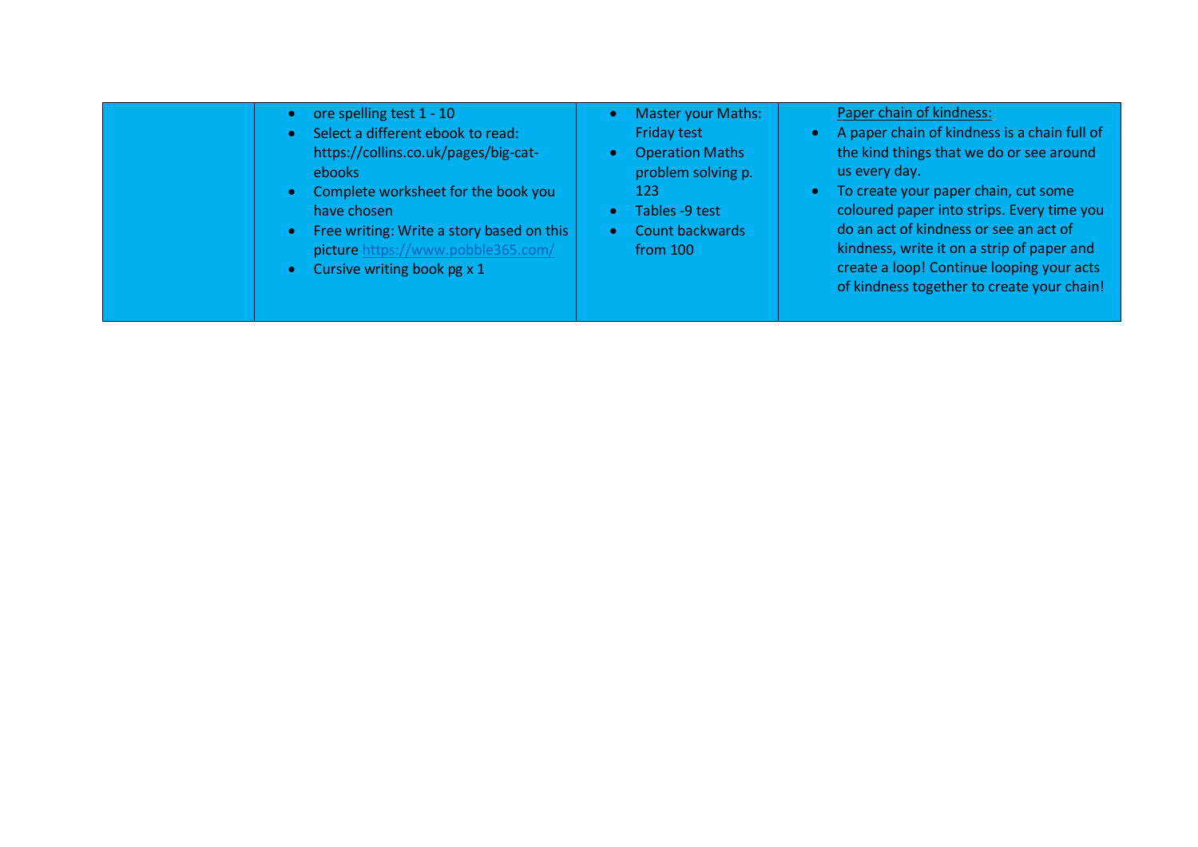| | | | |
|---|---|---|---|
| | • ore spelling test 1 - 10<br>• Select a different ebook to read: https://collins.co.uk/pages/big-cat-ebooks<br>• Complete worksheet for the book you have chosen<br>• Free writing: Write a story based on this picture https://www.pobble365.com/<br>• Cursive writing book pg x 1 | • Master your Maths: Friday test<br>• Operation Maths problem solving p. 123<br>• Tables -9 test<br>• Count backwards from 100 | Paper chain of kindness:<br>• A paper chain of kindness is a chain full of the kind things that we do or see around us every day.<br>• To create your paper chain, cut some coloured paper into strips. Every time you do an act of kindness or see an act of kindness, write it on a strip of paper and create a loop! Continue looping your acts of kindness together to create your chain! |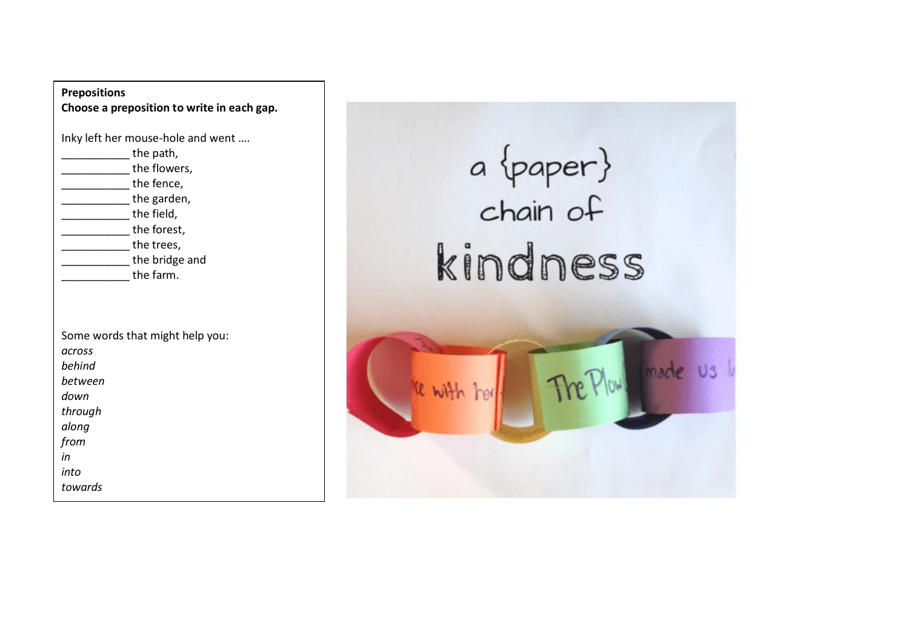**Prepositions**
**Choose a preposition to write in each gap.**

Inky left her mouse-hole and went ….
___________ the path,
___________ the flowers,
___________ the fence,
___________ the garden,
___________ the field,
___________ the forest,
___________ the trees,
___________ the bridge and
___________ the farm.

Some words that might help you:
*across*
*behind*
*between*
*down*
*through*
*along*
*from*
*in*
*into*
*towards*

a {paper} chain of kindness